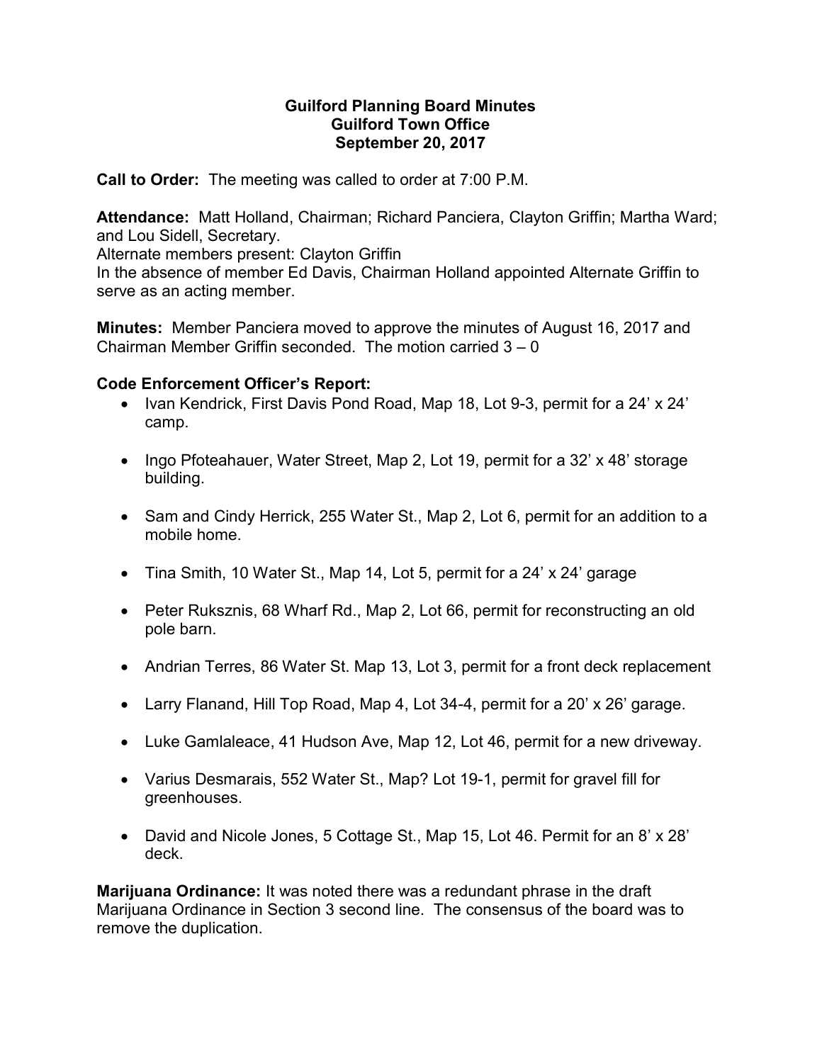**Guilford Planning Board Minutes**
**Guilford Town Office**
**September 20, 2017**

**Call to Order:** The meeting was called to order at 7:00 P.M.

**Attendance:** Matt Holland, Chairman; Richard Panciera, Clayton Griffin; Martha Ward; and Lou Sidell, Secretary.
Alternate members present: Clayton Griffin
In the absence of member Ed Davis, Chairman Holland appointed Alternate Griffin to serve as an acting member.

**Minutes:** Member Panciera moved to approve the minutes of August 16, 2017 and Chairman Member Griffin seconded. The motion carried 3 – 0

**Code Enforcement Officer's Report:**

- Ivan Kendrick, First Davis Pond Road, Map 18, Lot 9-3, permit for a 24' x 24' camp.
- Ingo Pfoteahauer, Water Street, Map 2, Lot 19, permit for a 32' x 48' storage building.
- Sam and Cindy Herrick, 255 Water St., Map 2, Lot 6, permit for an addition to a mobile home.
- Tina Smith, 10 Water St., Map 14, Lot 5, permit for a 24' x 24' garage
- Peter Ruksznis, 68 Wharf Rd., Map 2, Lot 66, permit for reconstructing an old pole barn.
- Andrian Terres, 86 Water St. Map 13, Lot 3, permit for a front deck replacement
- Larry Flanand, Hill Top Road, Map 4, Lot 34-4, permit for a 20' x 26' garage.
- Luke Gamlaleace, 41 Hudson Ave, Map 12, Lot 46, permit for a new driveway.
- Varius Desmarais, 552 Water St., Map? Lot 19-1, permit for gravel fill for greenhouses.
- David and Nicole Jones, 5 Cottage St., Map 15, Lot 46. Permit for an 8' x 28' deck.

**Marijuana Ordinance:** It was noted there was a redundant phrase in the draft Marijuana Ordinance in Section 3 second line. The consensus of the board was to remove the duplication.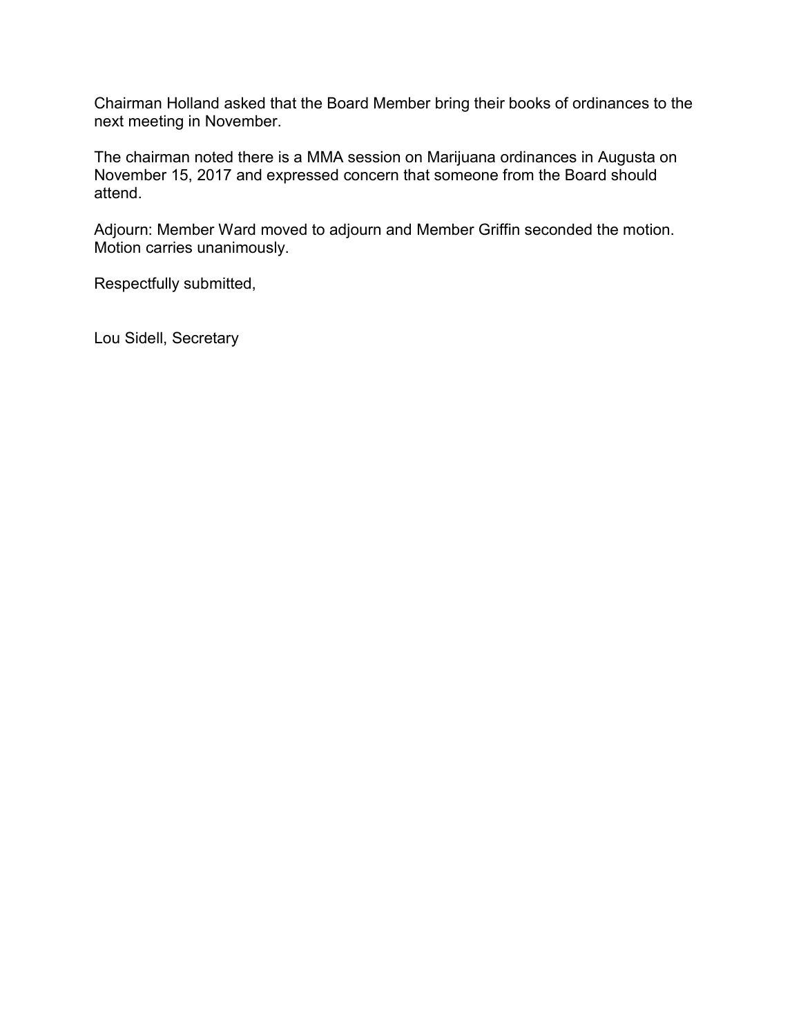Chairman Holland asked that the Board Member bring their books of ordinances to the next meeting in November.

The chairman noted there is a MMA session on Marijuana ordinances in Augusta on November 15, 2017 and expressed concern that someone from the Board should attend.

Adjourn: Member Ward moved to adjourn and Member Griffin seconded the motion. Motion carries unanimously.

Respectfully submitted,

Lou Sidell, Secretary